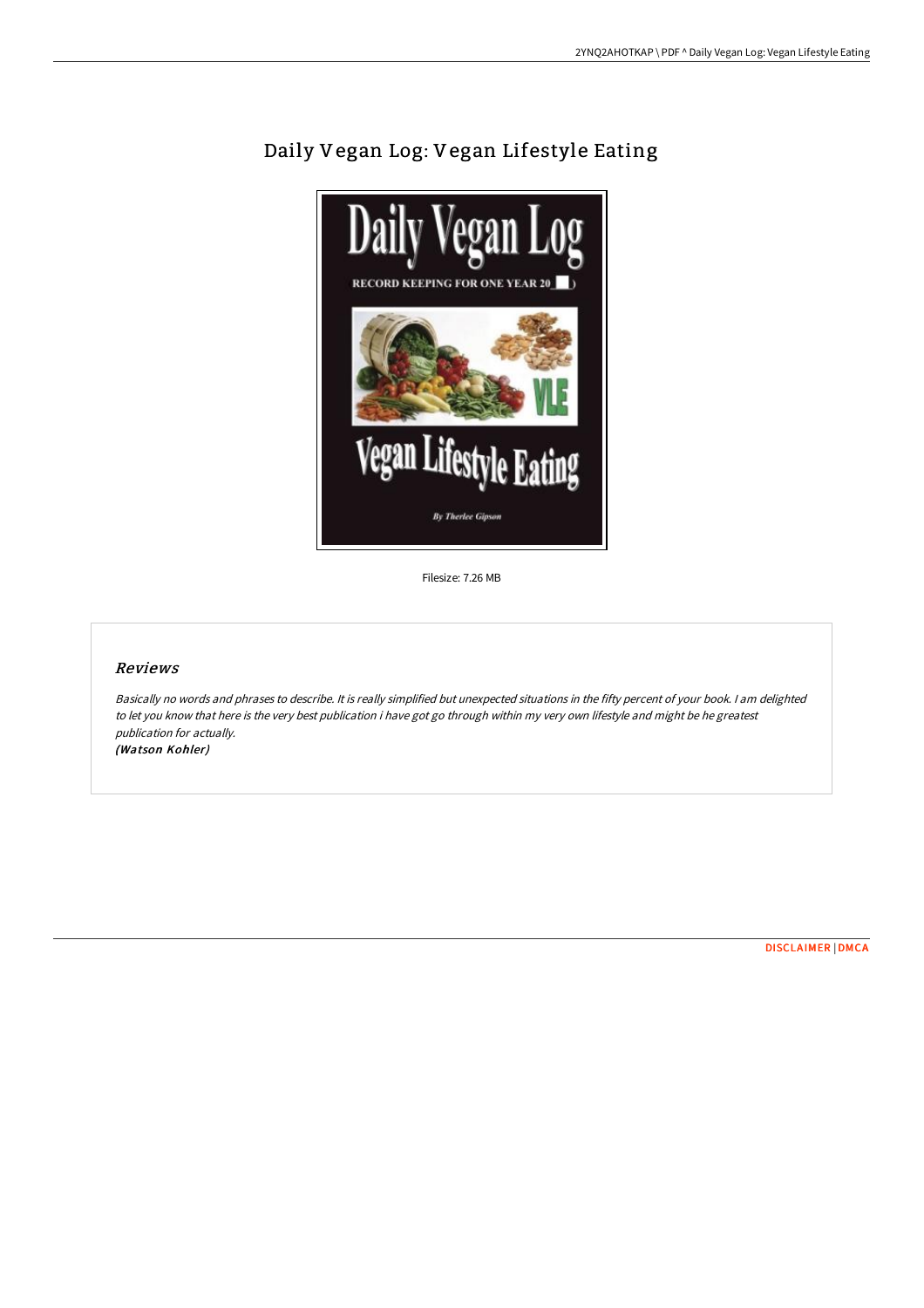# Daily Vegan Log: Vegan Lifestyle Eating

Filesize: 7.26 MB

## *Reviews*

*Basically no words and phrases to describe. It is really simplified but unexpected situations in the fifty percent of your book. I am delighted to let you know that here is the very best publication i have got go through within my very own lifestyle and might be he greatest publication for actually.*

***(Watson Kohler)***

DISCLAIMER | DMCA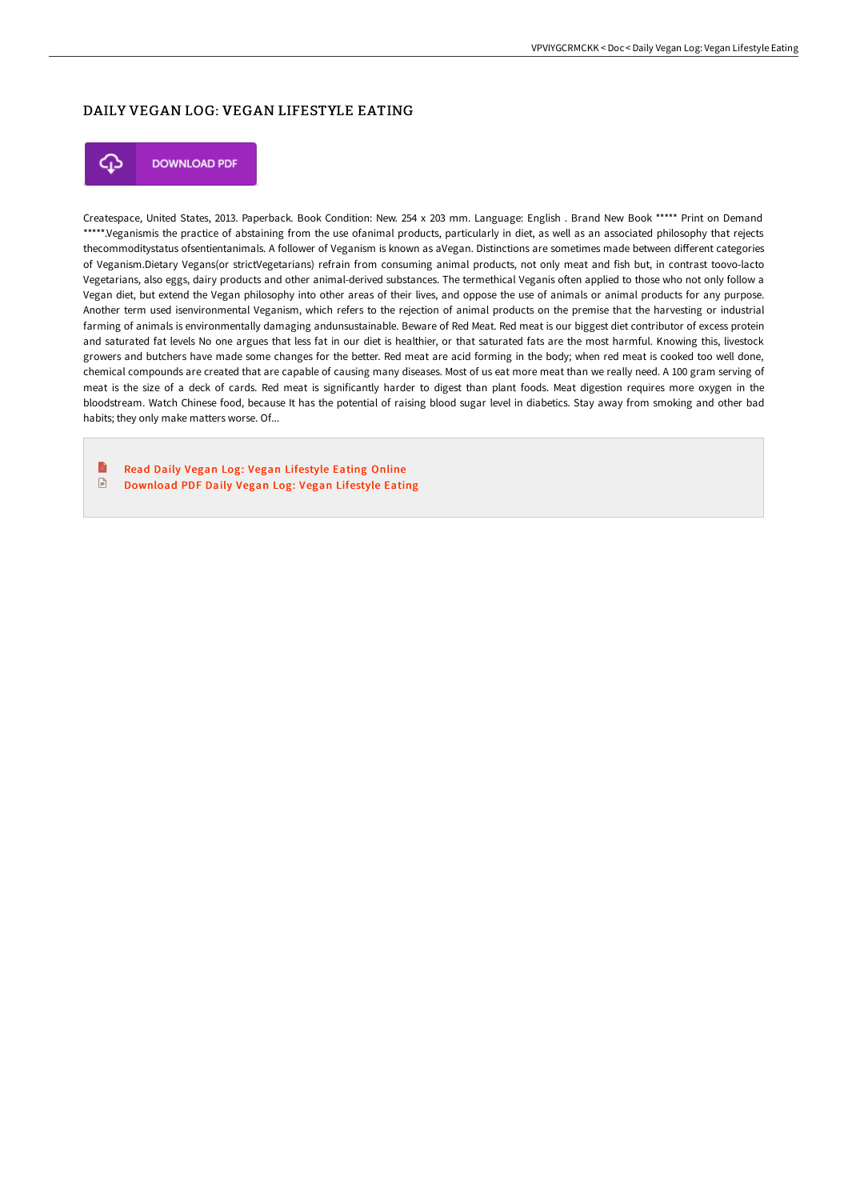# DAILY VEGAN LOG: VEGAN LIFESTYLE EATING

DOWNLOAD PDF

Createspace, United States, 2013. Paperback. Book Condition: New. 254 x 203 mm. Language: English . Brand New Book ***** Print on Demand *****.Veganismis the practice of abstaining from the use ofanimal products, particularly in diet, as well as an associated philosophy that rejects thecommoditystatus ofsentientanimals. A follower of Veganism is known as aVegan. Distinctions are sometimes made between different categories of Veganism.Dietary Vegans(or strictVegetarians) refrain from consuming animal products, not only meat and fish but, in contrast toovo-lacto Vegetarians, also eggs, dairy products and other animal-derived substances. The termethical Veganis often applied to those who not only follow a Vegan diet, but extend the Vegan philosophy into other areas of their lives, and oppose the use of animals or animal products for any purpose. Another term used isenvironmental Veganism, which refers to the rejection of animal products on the premise that the harvesting or industrial farming of animals is environmentally damaging andunsustainable. Beware of Red Meat. Red meat is our biggest diet contributor of excess protein and saturated fat levels No one argues that less fat in our diet is healthier, or that saturated fats are the most harmful. Knowing this, livestock growers and butchers have made some changes for the better. Red meat are acid forming in the body; when red meat is cooked too well done, chemical compounds are created that are capable of causing many diseases. Most of us eat more meat than we really need. A 100 gram serving of meat is the size of a deck of cards. Red meat is significantly harder to digest than plant foods. Meat digestion requires more oxygen in the bloodstream. Watch Chinese food, because It has the potential of raising blood sugar level in diabetics. Stay away from smoking and other bad habits; they only make matters worse. Of...

- Read Daily Vegan Log: Vegan Lifestyle Eating Online
- Download PDF Daily Vegan Log: Vegan Lifestyle Eating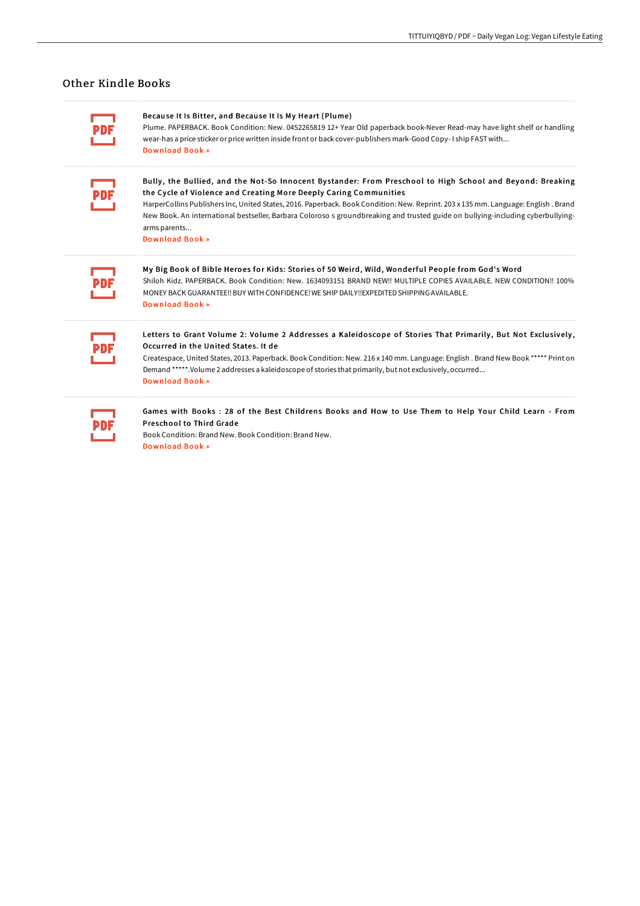## Other Kindle Books

**Because It Is Bitter, and Because It Is My Heart (Plume)**

Plume. PAPERBACK. Book Condition: New. 0452265819 12+ Year Old paperback book-Never Read-may have light shelf or handling wear-has a price sticker or price written inside front or back cover-publishers mark-Good Copy- I ship FAST with...

Download Book »

**Bully, the Bullied, and the Not-So Innocent Bystander: From Preschool to High School and Beyond: Breaking the Cycle of Violence and Creating More Deeply Caring Communities**

HarperCollins Publishers Inc, United States, 2016. Paperback. Book Condition: New. Reprint. 203 x 135 mm. Language: English . Brand New Book. An international bestseller, Barbara Coloroso s groundbreaking and trusted guide on bullying-including cyberbullying-arms parents...

Download Book »

**My Big Book of Bible Heroes for Kids: Stories of 50 Weird, Wild, Wonderful People from God's Word**

Shiloh Kidz. PAPERBACK. Book Condition: New. 1634093151 BRAND NEW!! MULTIPLE COPIES AVAILABLE. NEW CONDITION!! 100% MONEY BACK GUARANTEE!! BUY WITH CONFIDENCE! WE SHIP DAILY!!EXPEDITED SHIPPING AVAILABLE.

Download Book »

**Letters to Grant Volume 2: Volume 2 Addresses a Kaleidoscope of Stories That Primarily, But Not Exclusively, Occurred in the United States. It de**

Createspace, United States, 2013. Paperback. Book Condition: New. 216 x 140 mm. Language: English . Brand New Book ***** Print on Demand *****.Volume 2 addresses a kaleidoscope of stories that primarily, but not exclusively, occurred...

Download Book »

**Games with Books : 28 of the Best Childrens Books and How to Use Them to Help Your Child Learn - From Preschool to Third Grade**

Book Condition: Brand New. Book Condition: Brand New.

Download Book »